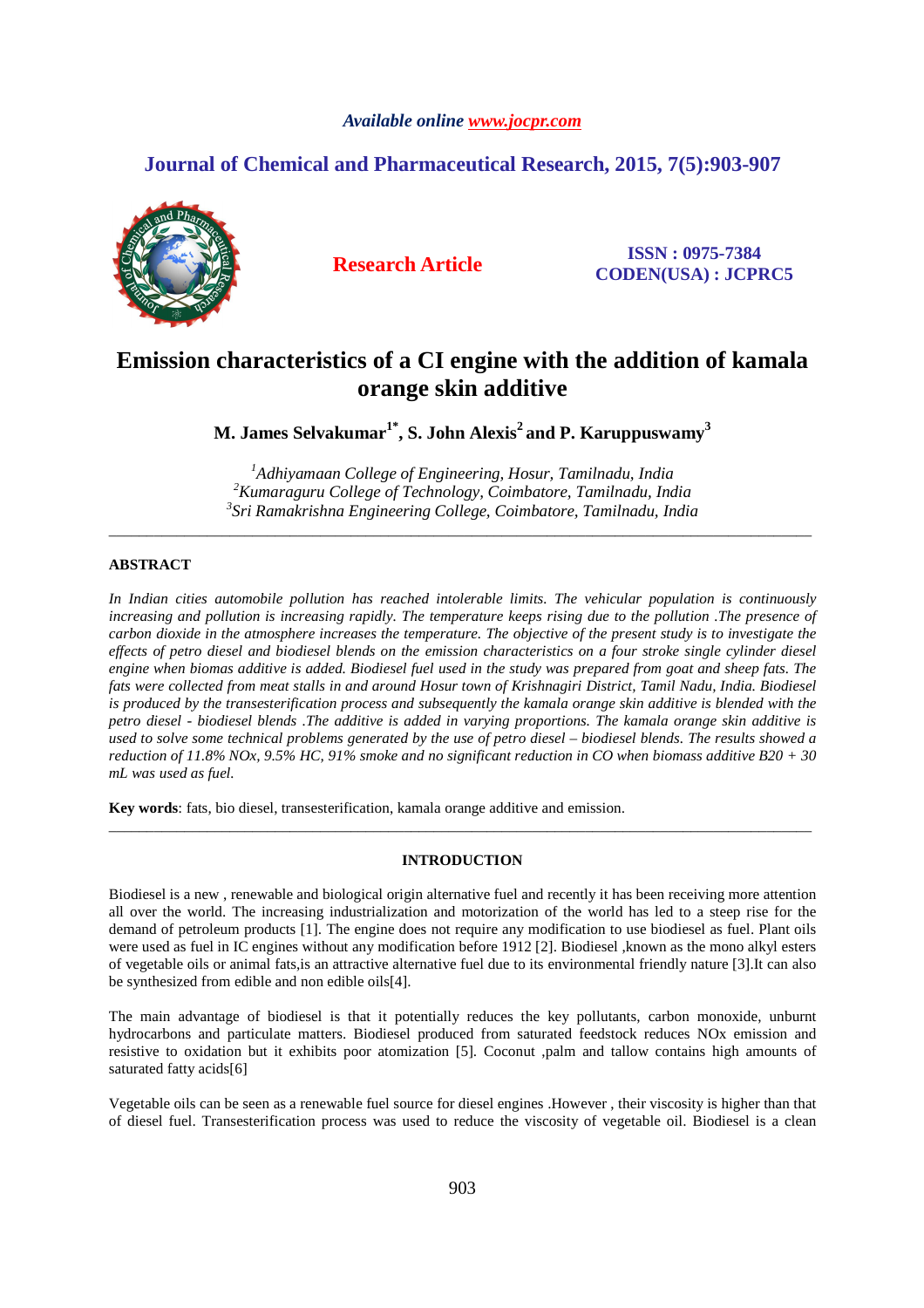*Available online www.jocpr.com*

## Journal of Chemical and Pharmaceutical Research, 2015, 7(5):903-907

**Research Article**

**ISSN : 0975-7384**
**CODEN(USA) : JCPRC5**

# Emission characteristics of a CI engine with the addition of kamala orange skin additive

**M. James Selvakumar[1*], S. John Alexis[2] and P. Karuppuswamy[3]**

[1]*Adhiyamaan College of Engineering, Hosur, Tamilnadu, India*
[2]*Kumaraguru College of Technology, Coimbatore, Tamilnadu, India*
[3]*Sri Ramakrishna Engineering College, Coimbatore, Tamilnadu, India*

---

## ABSTRACT

*In Indian cities automobile pollution has reached intolerable limits. The vehicular population is continuously increasing and pollution is increasing rapidly. The temperature keeps rising due to the pollution .The presence of carbon dioxide in the atmosphere increases the temperature. The objective of the present study is to investigate the effects of petro diesel and biodiesel blends on the emission characteristics on a four stroke single cylinder diesel engine when biomas additive is added. Biodiesel fuel used in the study was prepared from goat and sheep fats. The fats were collected from meat stalls in and around Hosur town of Krishnagiri District, Tamil Nadu, India. Biodiesel is produced by the transesterification process and subsequently the kamala orange skin additive is blended with the petro diesel - biodiesel blends .The additive is added in varying proportions. The kamala orange skin additive is used to solve some technical problems generated by the use of petro diesel – biodiesel blends. The results showed a reduction of 11.8% NOx, 9.5% HC, 91% smoke and no significant reduction in CO when biomass additive B20 + 30 mL was used as fuel.*

**Key words**: fats, bio diesel, transesterification, kamala orange additive and emission.

---

## INTRODUCTION

Biodiesel is a new , renewable and biological origin alternative fuel and recently it has been receiving more attention all over the world. The increasing industrialization and motorization of the world has led to a steep rise for the demand of petroleum products [1]. The engine does not require any modification to use biodiesel as fuel. Plant oils were used as fuel in IC engines without any modification before 1912 [2]. Biodiesel ,known as the mono alkyl esters of vegetable oils or animal fats,is an attractive alternative fuel due to its environmental friendly nature [3].It can also be synthesized from edible and non edible oils[4].

The main advantage of biodiesel is that it potentially reduces the key pollutants, carbon monoxide, unburnt hydrocarbons and particulate matters. Biodiesel produced from saturated feedstock reduces NOx emission and resistive to oxidation but it exhibits poor atomization [5]. Coconut ,palm and tallow contains high amounts of saturated fatty acids[6]

Vegetable oils can be seen as a renewable fuel source for diesel engines .However , their viscosity is higher than that of diesel fuel. Transesterification process was used to reduce the viscosity of vegetable oil. Biodiesel is a clean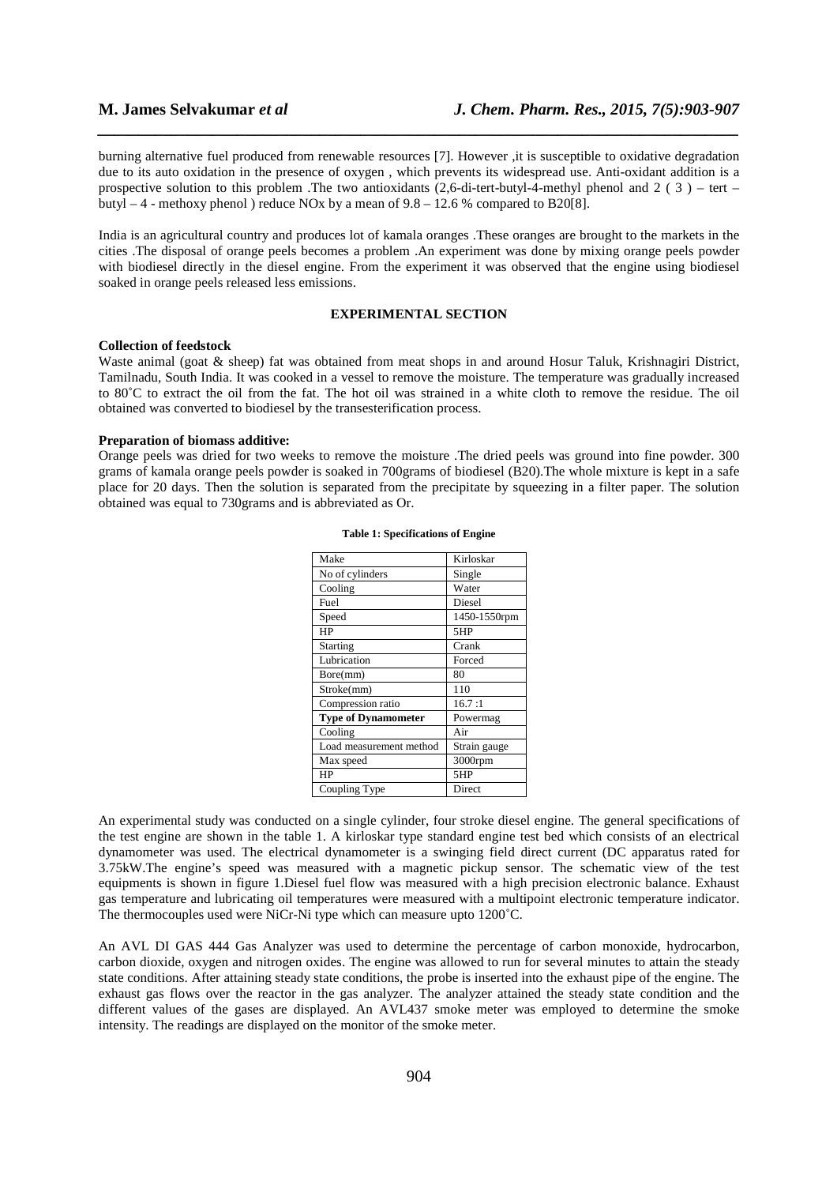burning alternative fuel produced from renewable resources [7]. However ,it is susceptible to oxidative degradation due to its auto oxidation in the presence of oxygen , which prevents its widespread use. Anti-oxidant addition is a prospective solution to this problem .The two antioxidants (2,6-di-tert-butyl-4-methyl phenol and 2 ( 3 ) – tert – butyl – 4 - methoxy phenol ) reduce NOx by a mean of 9.8 – 12.6 % compared to B20[8].

India is an agricultural country and produces lot of kamala oranges .These oranges are brought to the markets in the cities .The disposal of orange peels becomes a problem .An experiment was done by mixing orange peels powder with biodiesel directly in the diesel engine. From the experiment it was observed that the engine using biodiesel soaked in orange peels released less emissions.

## EXPERIMENTAL SECTION

**Collection of feedstock**

Waste animal (goat & sheep) fat was obtained from meat shops in and around Hosur Taluk, Krishnagiri District, Tamilnadu, South India. It was cooked in a vessel to remove the moisture. The temperature was gradually increased to 80˚C to extract the oil from the fat. The hot oil was strained in a white cloth to remove the residue. The oil obtained was converted to biodiesel by the transesterification process.

**Preparation of biomass additive:**

Orange peels was dried for two weeks to remove the moisture .The dried peels was ground into fine powder. 300 grams of kamala orange peels powder is soaked in 700grams of biodiesel (B20).The whole mixture is kept in a safe place for 20 days. Then the solution is separated from the precipitate by squeezing in a filter paper. The solution obtained was equal to 730grams and is abbreviated as Or.

**Table 1: Specifications of Engine**

| Make | Kirloskar |
|---|---|
| No of cylinders | Single |
| Cooling | Water |
| Fuel | Diesel |
| Speed | 1450-1550rpm |
| HP | 5HP |
| Starting | Crank |
| Lubrication | Forced |
| Bore(mm) | 80 |
| Stroke(mm) | 110 |
| Compression ratio | 16.7 :1 |
| **Type of Dynamometer** | Powermag |
| Cooling | Air |
| Load measurement method | Strain gauge |
| Max speed | 3000rpm |
| HP | 5HP |
| Coupling Type | Direct |

An experimental study was conducted on a single cylinder, four stroke diesel engine. The general specifications of the test engine are shown in the table 1. A kirloskar type standard engine test bed which consists of an electrical dynamometer was used. The electrical dynamometer is a swinging field direct current (DC apparatus rated for 3.75kW.The engine's speed was measured with a magnetic pickup sensor. The schematic view of the test equipments is shown in figure 1.Diesel fuel flow was measured with a high precision electronic balance. Exhaust gas temperature and lubricating oil temperatures were measured with a multipoint electronic temperature indicator. The thermocouples used were NiCr-Ni type which can measure upto 1200˚C.

An AVL DI GAS 444 Gas Analyzer was used to determine the percentage of carbon monoxide, hydrocarbon, carbon dioxide, oxygen and nitrogen oxides. The engine was allowed to run for several minutes to attain the steady state conditions. After attaining steady state conditions, the probe is inserted into the exhaust pipe of the engine. The exhaust gas flows over the reactor in the gas analyzer. The analyzer attained the steady state condition and the different values of the gases are displayed. An AVL437 smoke meter was employed to determine the smoke intensity. The readings are displayed on the monitor of the smoke meter.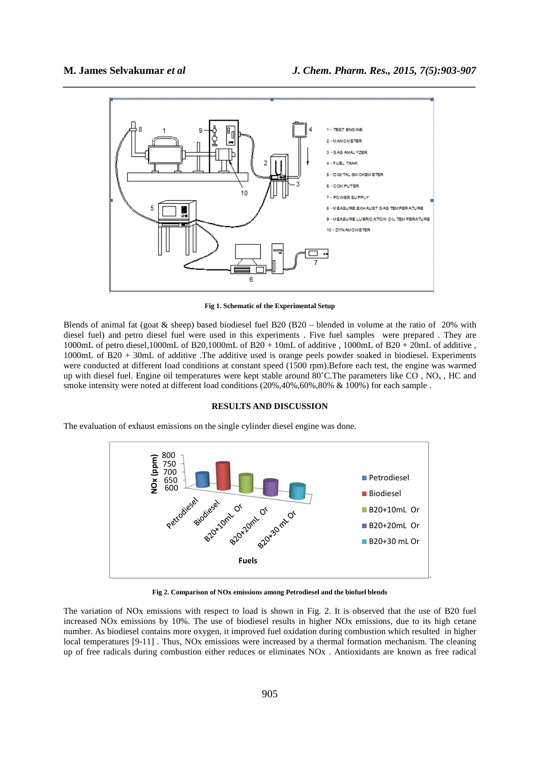Fig 1. Schematic of the Experimental Setup

Blends of animal fat (goat & sheep) based biodiesel fuel B20 (B20 – blended in volume at the ratio of 20% with diesel fuel) and petro diesel fuel were used in this experiments . Five fuel samples were prepared . They are 1000mL of petro diesel,1000mL of B20,1000mL of B20 + 10mL of additive , 1000mL of B20 + 20mL of additive , 1000mL of B20 + 30mL of additive .The additive used is orange peels powder soaked in biodiesel. Experiments were conducted at different load conditions at constant speed (1500 rpm).Before each test, the engine was warmed up with diesel fuel. Engine oil temperatures were kept stable around 80˚C.The parameters like CO , $NO_x$ , HC and smoke intensity were noted at different load conditions (20%,40%,60%,80% & 100%) for each sample .

## RESULTS AND DISCUSSION

The evaluation of exhaust emissions on the single cylinder diesel engine was done.

Fig 2. Comparison of NOx emissions among Petrodiesel and the biofuel blends

The variation of NOx emissions with respect to load is shown in Fig. 2. It is observed that the use of B20 fuel increased NOx emissions by 10%. The use of biodiesel results in higher NOx emissions, due to its high cetane number. As biodiesel contains more oxygen, it improved fuel oxidation during combustion which resulted in higher local temperatures [9-11] . Thus, NOx emissions were increased by a thermal formation mechanism. The cleaning up of free radicals during combustion either reduces or eliminates NOx . Antioxidants are known as free radical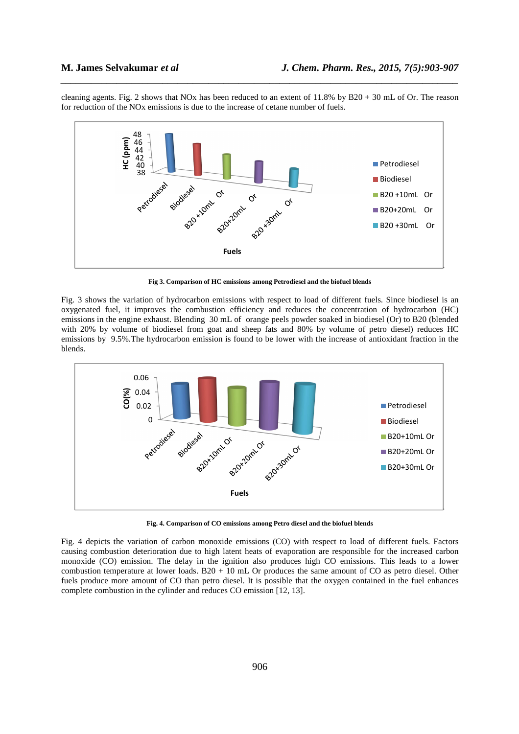cleaning agents. Fig. 2 shows that NOx has been reduced to an extent of 11.8% by B20 + 30 mL of Or. The reason for reduction of the NOx emissions is due to the increase of cetane number of fuels.

**Fig 3. Comparison of HC emissions among Petrodiesel and the biofuel blends**

Fig. 3 shows the variation of hydrocarbon emissions with respect to load of different fuels. Since biodiesel is an oxygenated fuel, it improves the combustion efficiency and reduces the concentration of hydrocarbon (HC) emissions in the engine exhaust. Blending 30 mL of orange peels powder soaked in biodiesel (Or) to B20 (blended with 20% by volume of biodiesel from goat and sheep fats and 80% by volume of petro diesel) reduces HC emissions by 9.5%.The hydrocarbon emission is found to be lower with the increase of antioxidant fraction in the blends.

**Fig. 4. Comparison of CO emissions among Petro diesel and the biofuel blends**

Fig. 4 depicts the variation of carbon monoxide emissions (CO) with respect to load of different fuels. Factors causing combustion deterioration due to high latent heats of evaporation are responsible for the increased carbon monoxide (CO) emission. The delay in the ignition also produces high CO emissions. This leads to a lower combustion temperature at lower loads. B20 + 10 mL Or produces the same amount of CO as petro diesel. Other fuels produce more amount of CO than petro diesel. It is possible that the oxygen contained in the fuel enhances complete combustion in the cylinder and reduces CO emission [12, 13].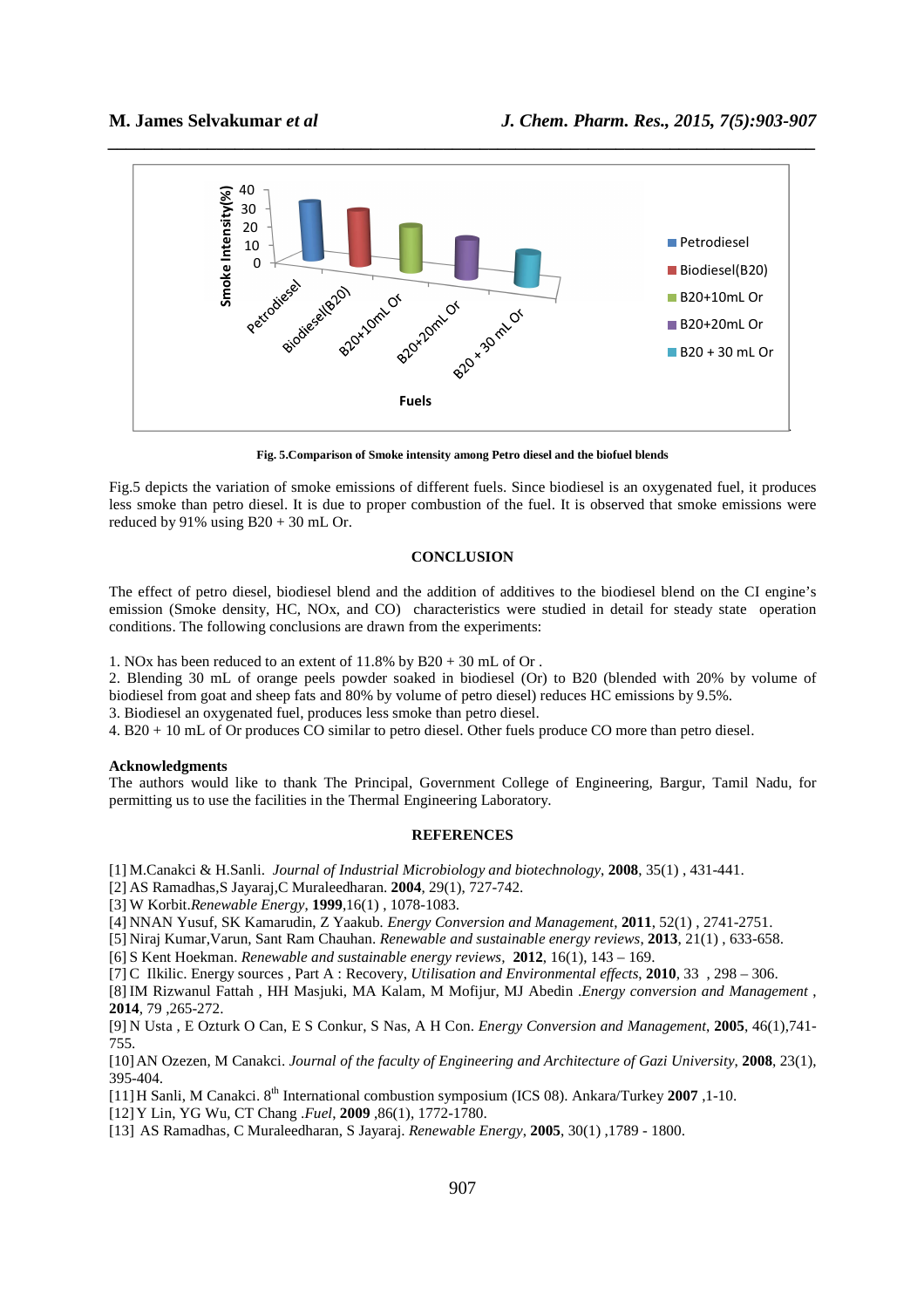Smoke Intensity(%)

40
30
20
10
0

Petrodiesel
Biodiesel(B20)
B20+10mL Or
B20+20mL Or
B20 + 30 mL Or

Fuels

Petrodiesel
Biodiesel(B20)
B20+10mL Or
B20+20mL Or
B20 + 30 mL Or

**Fig. 5.Comparison of Smoke intensity among Petro diesel and the biofuel blends**

Fig.5 depicts the variation of smoke emissions of different fuels. Since biodiesel is an oxygenated fuel, it produces less smoke than petro diesel. It is due to proper combustion of the fuel. It is observed that smoke emissions were reduced by 91% using B20 + 30 mL Or.

## CONCLUSION

The effect of petro diesel, biodiesel blend and the addition of additives to the biodiesel blend on the CI engine's emission (Smoke density, HC, NOx, and CO) characteristics were studied in detail for steady state operation conditions. The following conclusions are drawn from the experiments:

1. NOx has been reduced to an extent of 11.8% by B20 + 30 mL of Or .
2. Blending 30 mL of orange peels powder soaked in biodiesel (Or) to B20 (blended with 20% by volume of biodiesel from goat and sheep fats and 80% by volume of petro diesel) reduces HC emissions by 9.5%.
3. Biodiesel an oxygenated fuel, produces less smoke than petro diesel.
4. B20 + 10 mL of Or produces CO similar to petro diesel. Other fuels produce CO more than petro diesel.

### Acknowledgments

The authors would like to thank The Principal, Government College of Engineering, Bargur, Tamil Nadu, for permitting us to use the facilities in the Thermal Engineering Laboratory.

## REFERENCES

[1] M.Canakci & H.Sanli. *Journal of Industrial Microbiology and biotechnology*, **2008**, 35(1) , 431-441.
[2] AS Ramadhas,S Jayaraj,C Muraleedharan. **2004**, 29(1), 727-742.
[3] W Korbit.*Renewable Energy*, **1999**,16(1) , 1078-1083.
[4] NNAN Yusuf, SK Kamarudin, Z Yaakub. *Energy Conversion and Management*, **2011**, 52(1) , 2741-2751.
[5] Niraj Kumar,Varun, Sant Ram Chauhan. *Renewable and sustainable energy reviews*, **2013**, 21(1) , 633-658.
[6] S Kent Hoekman. *Renewable and sustainable energy reviews*, **2012**, 16(1), 143 – 169.
[7] C Ilkilic. Energy sources , Part A : Recovery, *Utilisation and Environmental effects*, **2010**, 33 , 298 – 306.
[8] IM Rizwanul Fattah , HH Masjuki, MA Kalam, M Mofijur, MJ Abedin .*Energy conversion and Management* , **2014**, 79 ,265-272.
[9] N Usta , E Ozturk O Can, E S Conkur, S Nas, A H Con. *Energy Conversion and Management*, **2005**, 46(1),741-755.
[10] AN Ozezen, M Canakci. *Journal of the faculty of Engineering and Architecture of Gazi University*, **2008**, 23(1), 395-404.
[11] H Sanli, M Canakci. 8th International combustion symposium (ICS 08). Ankara/Turkey **2007** ,1-10.
[12] Y Lin, YG Wu, CT Chang .*Fuel*, **2009** ,86(1), 1772-1780.
[13] AS Ramadhas, C Muraleedharan, S Jayaraj. *Renewable Energy*, **2005**, 30(1) ,1789 - 1800.